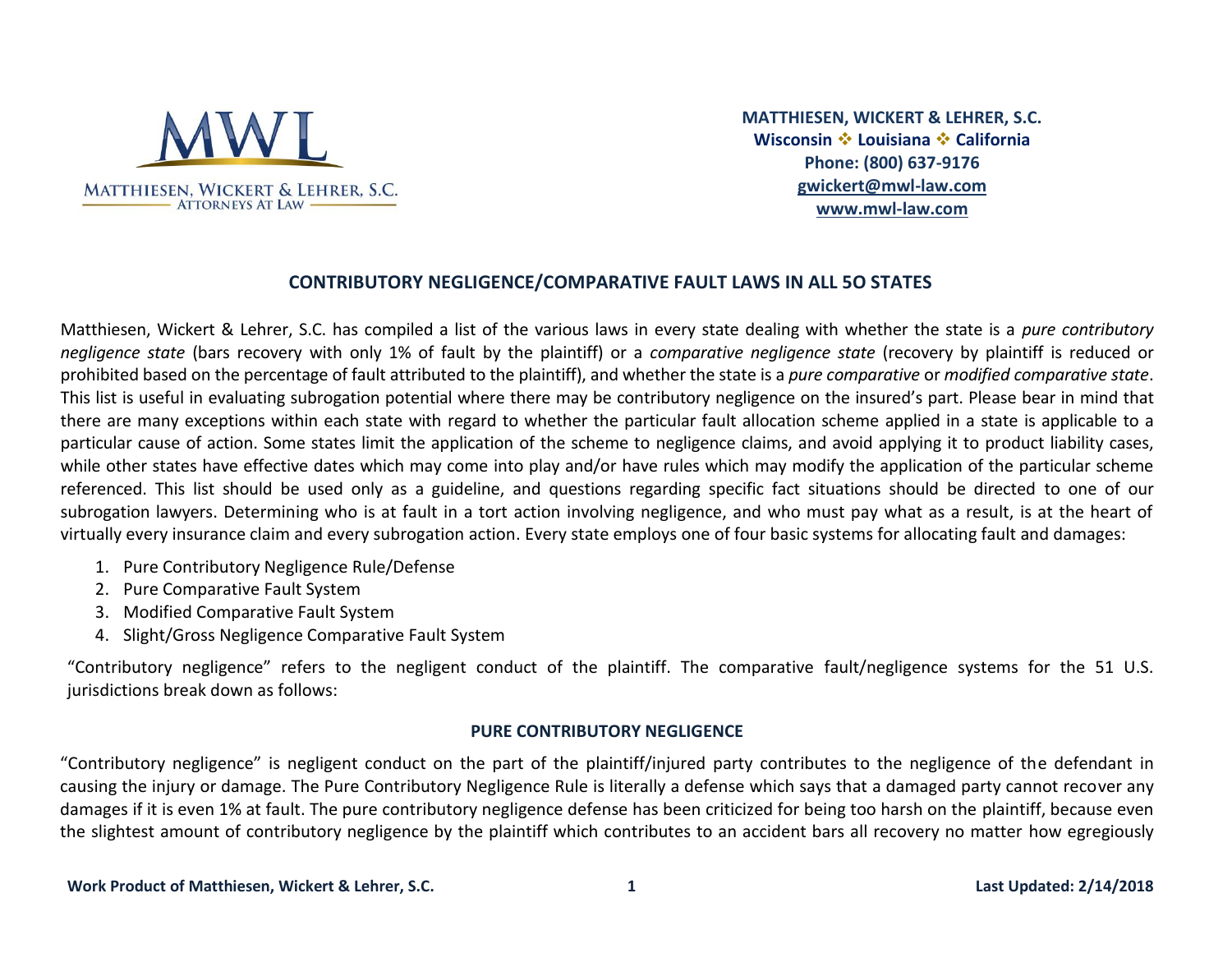**MATTHIESEN, WICKERT & LEHRER, S.C.**
**Wisconsin ❖ Louisiana ❖ California**
**Phone: (800) 637-9176**
**gwickert@mwl-law.com**
**www.mwl-law.com**

## CONTRIBUTORY NEGLIGENCE/COMPARATIVE FAULT LAWS IN ALL 5O STATES

Matthiesen, Wickert & Lehrer, S.C. has compiled a list of the various laws in every state dealing with whether the state is a *pure contributory negligence state* (bars recovery with only 1% of fault by the plaintiff) or a *comparative negligence state* (recovery by plaintiff is reduced or prohibited based on the percentage of fault attributed to the plaintiff), and whether the state is a *pure comparative* or *modified comparative state*. This list is useful in evaluating subrogation potential where there may be contributory negligence on the insured's part. Please bear in mind that there are many exceptions within each state with regard to whether the particular fault allocation scheme applied in a state is applicable to a particular cause of action. Some states limit the application of the scheme to negligence claims, and avoid applying it to product liability cases, while other states have effective dates which may come into play and/or have rules which may modify the application of the particular scheme referenced. This list should be used only as a guideline, and questions regarding specific fact situations should be directed to one of our subrogation lawyers. Determining who is at fault in a tort action involving negligence, and who must pay what as a result, is at the heart of virtually every insurance claim and every subrogation action. Every state employs one of four basic systems for allocating fault and damages:

1. Pure Contributory Negligence Rule/Defense
2. Pure Comparative Fault System
3. Modified Comparative Fault System
4. Slight/Gross Negligence Comparative Fault System

"Contributory negligence" refers to the negligent conduct of the plaintiff. The comparative fault/negligence systems for the 51 U.S. jurisdictions break down as follows:

### PURE CONTRIBUTORY NEGLIGENCE

"Contributory negligence" is negligent conduct on the part of the plaintiff/injured party contributes to the negligence of the defendant in causing the injury or damage. The Pure Contributory Negligence Rule is literally a defense which says that a damaged party cannot recover any damages if it is even 1% at fault. The pure contributory negligence defense has been criticized for being too harsh on the plaintiff, because even the slightest amount of contributory negligence by the plaintiff which contributes to an accident bars all recovery no matter how egregiously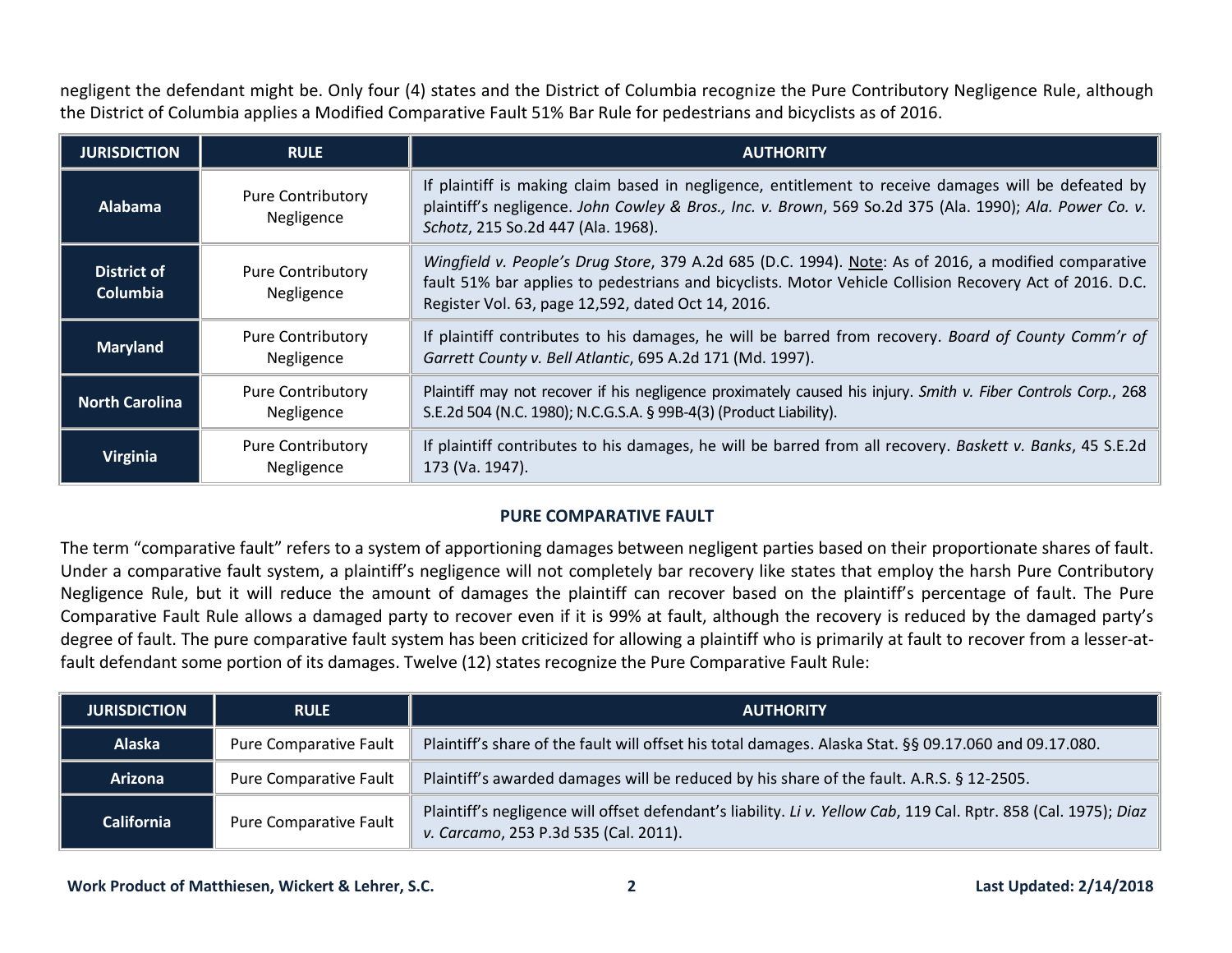negligent the defendant might be. Only four (4) states and the District of Columbia recognize the Pure Contributory Negligence Rule, although the District of Columbia applies a Modified Comparative Fault 51% Bar Rule for pedestrians and bicyclists as of 2016.

| JURISDICTION | RULE | AUTHORITY |
| --- | --- | --- |
| **Alabama** | Pure Contributory Negligence | If plaintiff is making claim based in negligence, entitlement to receive damages will be defeated by plaintiff's negligence. *John Cowley & Bros., Inc. v. Brown*, 569 So.2d 375 (Ala. 1990); *Ala. Power Co. v. Schotz*, 215 So.2d 447 (Ala. 1968). |
| **District of Columbia** | Pure Contributory Negligence | *Wingfield v. People's Drug Store*, 379 A.2d 685 (D.C. 1994). Note: As of 2016, a modified comparative fault 51% bar applies to pedestrians and bicyclists. Motor Vehicle Collision Recovery Act of 2016. D.C. Register Vol. 63, page 12,592, dated Oct 14, 2016. |
| **Maryland** | Pure Contributory Negligence | If plaintiff contributes to his damages, he will be barred from recovery. *Board of County Comm'r of Garrett County v. Bell Atlantic*, 695 A.2d 171 (Md. 1997). |
| **North Carolina** | Pure Contributory Negligence | Plaintiff may not recover if his negligence proximately caused his injury. *Smith v. Fiber Controls Corp.*, 268 S.E.2d 504 (N.C. 1980); N.C.G.S.A. § 99B-4(3) (Product Liability). |
| **Virginia** | Pure Contributory Negligence | If plaintiff contributes to his damages, he will be barred from all recovery. *Baskett v. Banks*, 45 S.E.2d 173 (Va. 1947). |

## PURE COMPARATIVE FAULT

The term "comparative fault" refers to a system of apportioning damages between negligent parties based on their proportionate shares of fault. Under a comparative fault system, a plaintiff's negligence will not completely bar recovery like states that employ the harsh Pure Contributory Negligence Rule, but it will reduce the amount of damages the plaintiff can recover based on the plaintiff's percentage of fault. The Pure Comparative Fault Rule allows a damaged party to recover even if it is 99% at fault, although the recovery is reduced by the damaged party's degree of fault. The pure comparative fault system has been criticized for allowing a plaintiff who is primarily at fault to recover from a lesser-at-fault defendant some portion of its damages. Twelve (12) states recognize the Pure Comparative Fault Rule:

| JURISDICTION | RULE | AUTHORITY |
| --- | --- | --- |
| **Alaska** | Pure Comparative Fault | Plaintiff's share of the fault will offset his total damages. Alaska Stat. §§ 09.17.060 and 09.17.080. |
| **Arizona** | Pure Comparative Fault | Plaintiff's awarded damages will be reduced by his share of the fault. A.R.S. § 12-2505. |
| **California** | Pure Comparative Fault | Plaintiff's negligence will offset defendant's liability. *Li v. Yellow Cab*, 119 Cal. Rptr. 858 (Cal. 1975); *Diaz v. Carcamo*, 253 P.3d 535 (Cal. 2011). |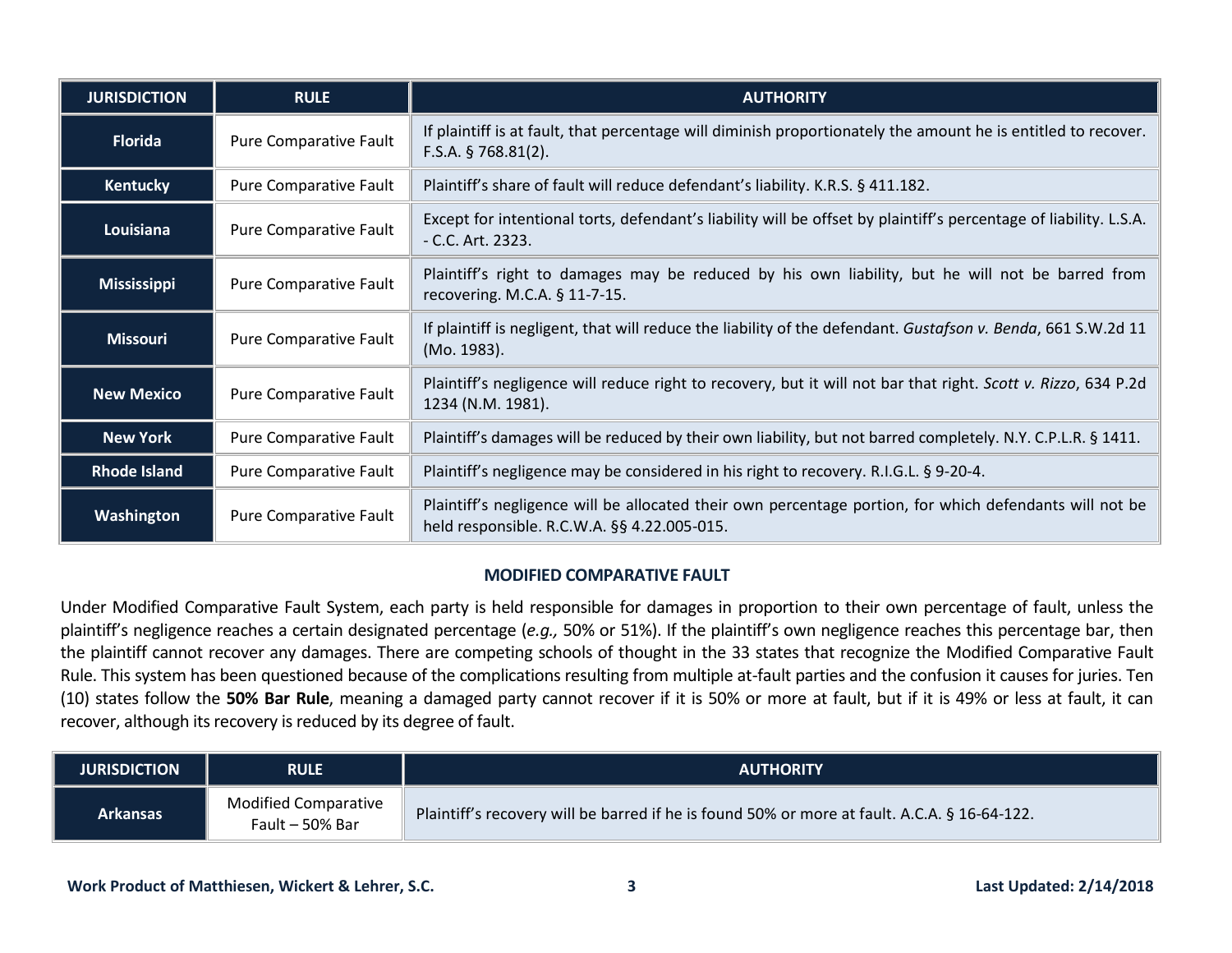| JURISDICTION | RULE | AUTHORITY |
|---|---|---|
| **Florida** | Pure Comparative Fault | If plaintiff is at fault, that percentage will diminish proportionately the amount he is entitled to recover. F.S.A. § 768.81(2). |
| **Kentucky** | Pure Comparative Fault | Plaintiff's share of fault will reduce defendant's liability. K.R.S. § 411.182. |
| **Louisiana** | Pure Comparative Fault | Except for intentional torts, defendant's liability will be offset by plaintiff's percentage of liability. L.S.A. - C.C. Art. 2323. |
| **Mississippi** | Pure Comparative Fault | Plaintiff's right to damages may be reduced by his own liability, but he will not be barred from recovering. M.C.A. § 11-7-15. |
| **Missouri** | Pure Comparative Fault | If plaintiff is negligent, that will reduce the liability of the defendant. *Gustafson v. Benda*, 661 S.W.2d 11 (Mo. 1983). |
| **New Mexico** | Pure Comparative Fault | Plaintiff's negligence will reduce right to recovery, but it will not bar that right. *Scott v. Rizzo*, 634 P.2d 1234 (N.M. 1981). |
| **New York** | Pure Comparative Fault | Plaintiff's damages will be reduced by their own liability, but not barred completely. N.Y. C.P.L.R. § 1411. |
| **Rhode Island** | Pure Comparative Fault | Plaintiff's negligence may be considered in his right to recovery. R.I.G.L. § 9-20-4. |
| **Washington** | Pure Comparative Fault | Plaintiff's negligence will be allocated their own percentage portion, for which defendants will not be held responsible. R.C.W.A. §§ 4.22.005-015. |

## MODIFIED COMPARATIVE FAULT

Under Modified Comparative Fault System, each party is held responsible for damages in proportion to their own percentage of fault, unless the plaintiff's negligence reaches a certain designated percentage (*e.g.,* 50% or 51%). If the plaintiff's own negligence reaches this percentage bar, then the plaintiff cannot recover any damages. There are competing schools of thought in the 33 states that recognize the Modified Comparative Fault Rule. This system has been questioned because of the complications resulting from multiple at-fault parties and the confusion it causes for juries. Ten (10) states follow the **50% Bar Rule**, meaning a damaged party cannot recover if it is 50% or more at fault, but if it is 49% or less at fault, it can recover, although its recovery is reduced by its degree of fault.

| JURISDICTION | RULE | AUTHORITY |
|---|---|---|
| **Arkansas** | Modified Comparative Fault – 50% Bar | Plaintiff's recovery will be barred if he is found 50% or more at fault. A.C.A. § 16-64-122. |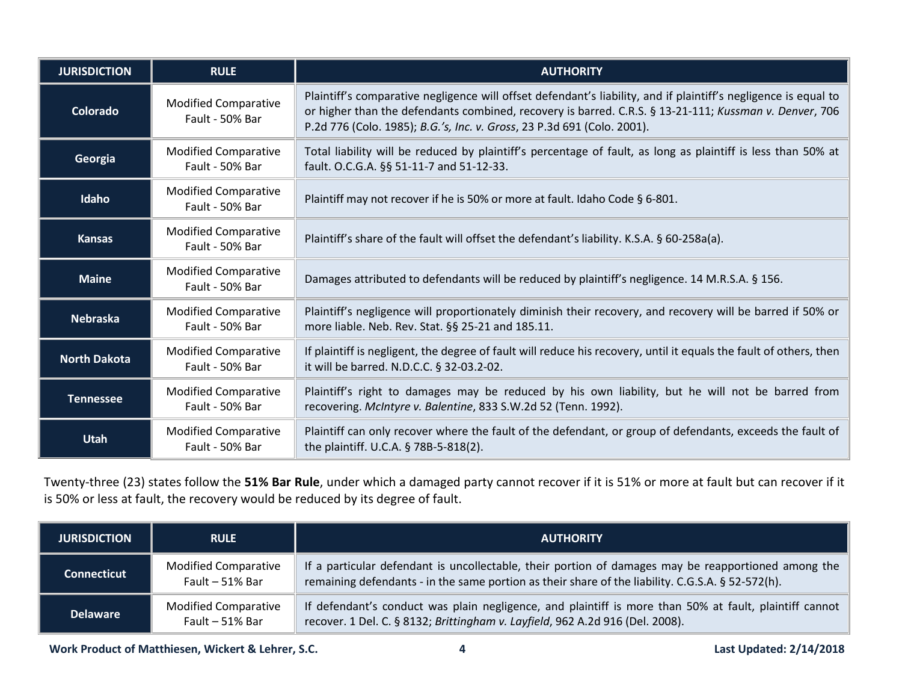| JURISDICTION | RULE | AUTHORITY |
|---|---|---|
| **Colorado** | Modified Comparative Fault - 50% Bar | Plaintiff's comparative negligence will offset defendant's liability, and if plaintiff's negligence is equal to or higher than the defendants combined, recovery is barred. C.R.S. § 13-21-111; *Kussman v. Denver*, 706 P.2d 776 (Colo. 1985); *B.G.'s, Inc. v. Gross*, 23 P.3d 691 (Colo. 2001). |
| **Georgia** | Modified Comparative Fault - 50% Bar | Total liability will be reduced by plaintiff's percentage of fault, as long as plaintiff is less than 50% at fault. O.C.G.A. §§ 51-11-7 and 51-12-33. |
| **Idaho** | Modified Comparative Fault - 50% Bar | Plaintiff may not recover if he is 50% or more at fault. Idaho Code § 6-801. |
| **Kansas** | Modified Comparative Fault - 50% Bar | Plaintiff's share of the fault will offset the defendant's liability. K.S.A. § 60-258a(a). |
| **Maine** | Modified Comparative Fault - 50% Bar | Damages attributed to defendants will be reduced by plaintiff's negligence. 14 M.R.S.A. § 156. |
| **Nebraska** | Modified Comparative Fault - 50% Bar | Plaintiff's negligence will proportionately diminish their recovery, and recovery will be barred if 50% or more liable. Neb. Rev. Stat. §§ 25-21 and 185.11. |
| **North Dakota** | Modified Comparative Fault - 50% Bar | If plaintiff is negligent, the degree of fault will reduce his recovery, until it equals the fault of others, then it will be barred. N.D.C.C. § 32-03.2-02. |
| **Tennessee** | Modified Comparative Fault - 50% Bar | Plaintiff's right to damages may be reduced by his own liability, but he will not be barred from recovering. *McIntyre v. Balentine*, 833 S.W.2d 52 (Tenn. 1992). |
| **Utah** | Modified Comparative Fault - 50% Bar | Plaintiff can only recover where the fault of the defendant, or group of defendants, exceeds the fault of the plaintiff. U.C.A. § 78B-5-818(2). |

Twenty-three (23) states follow the **51% Bar Rule**, under which a damaged party cannot recover if it is 51% or more at fault but can recover if it is 50% or less at fault, the recovery would be reduced by its degree of fault.

| JURISDICTION | RULE | AUTHORITY |
|---|---|---|
| **Connecticut** | Modified Comparative Fault – 51% Bar | If a particular defendant is uncollectable, their portion of damages may be reapportioned among the remaining defendants - in the same portion as their share of the liability. C.G.S.A. § 52-572(h). |
| **Delaware** | Modified Comparative Fault – 51% Bar | If defendant's conduct was plain negligence, and plaintiff is more than 50% at fault, plaintiff cannot recover. 1 Del. C. § 8132; *Brittingham v. Layfield*, 962 A.2d 916 (Del. 2008). |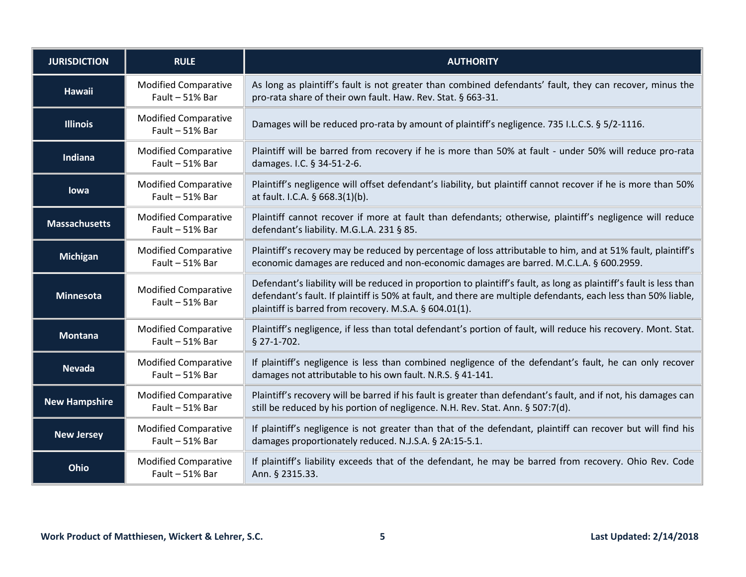| JURISDICTION | RULE | AUTHORITY |
|---|---|---|
| **Hawaii** | Modified Comparative Fault – 51% Bar | As long as plaintiff's fault is not greater than combined defendants' fault, they can recover, minus the pro-rata share of their own fault. Haw. Rev. Stat. § 663-31. |
| **Illinois** | Modified Comparative Fault – 51% Bar | Damages will be reduced pro-rata by amount of plaintiff's negligence. 735 I.L.C.S. § 5/2-1116. |
| **Indiana** | Modified Comparative Fault – 51% Bar | Plaintiff will be barred from recovery if he is more than 50% at fault - under 50% will reduce pro-rata damages. I.C. § 34-51-2-6. |
| **Iowa** | Modified Comparative Fault – 51% Bar | Plaintiff's negligence will offset defendant's liability, but plaintiff cannot recover if he is more than 50% at fault. I.C.A. § 668.3(1)(b). |
| **Massachusetts** | Modified Comparative Fault – 51% Bar | Plaintiff cannot recover if more at fault than defendants; otherwise, plaintiff's negligence will reduce defendant's liability. M.G.L.A. 231 § 85. |
| **Michigan** | Modified Comparative Fault – 51% Bar | Plaintiff's recovery may be reduced by percentage of loss attributable to him, and at 51% fault, plaintiff's economic damages are reduced and non-economic damages are barred. M.C.L.A. § 600.2959. |
| **Minnesota** | Modified Comparative Fault – 51% Bar | Defendant's liability will be reduced in proportion to plaintiff's fault, as long as plaintiff's fault is less than defendant's fault. If plaintiff is 50% at fault, and there are multiple defendants, each less than 50% liable, plaintiff is barred from recovery. M.S.A. § 604.01(1). |
| **Montana** | Modified Comparative Fault – 51% Bar | Plaintiff's negligence, if less than total defendant's portion of fault, will reduce his recovery. Mont. Stat. § 27-1-702. |
| **Nevada** | Modified Comparative Fault – 51% Bar | If plaintiff's negligence is less than combined negligence of the defendant's fault, he can only recover damages not attributable to his own fault. N.R.S. § 41-141. |
| **New Hampshire** | Modified Comparative Fault – 51% Bar | Plaintiff's recovery will be barred if his fault is greater than defendant's fault, and if not, his damages can still be reduced by his portion of negligence. N.H. Rev. Stat. Ann. § 507:7(d). |
| **New Jersey** | Modified Comparative Fault – 51% Bar | If plaintiff's negligence is not greater than that of the defendant, plaintiff can recover but will find his damages proportionately reduced. N.J.S.A. § 2A:15-5.1. |
| **Ohio** | Modified Comparative Fault – 51% Bar | If plaintiff's liability exceeds that of the defendant, he may be barred from recovery. Ohio Rev. Code Ann. § 2315.33. |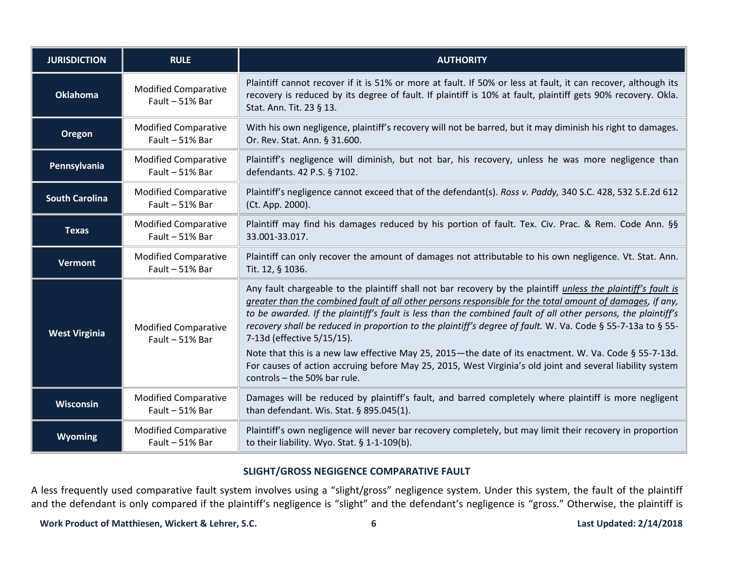| JURISDICTION | RULE | AUTHORITY |
|---|---|---|
| **Oklahoma** | Modified Comparative Fault – 51% Bar | Plaintiff cannot recover if it is 51% or more at fault. If 50% or less at fault, it can recover, although its recovery is reduced by its degree of fault. If plaintiff is 10% at fault, plaintiff gets 90% recovery. Okla. Stat. Ann. Tit. 23 § 13. |
| **Oregon** | Modified Comparative Fault – 51% Bar | With his own negligence, plaintiff's recovery will not be barred, but it may diminish his right to damages. Or. Rev. Stat. Ann. § 31.600. |
| **Pennsylvania** | Modified Comparative Fault – 51% Bar | Plaintiff's negligence will diminish, but not bar, his recovery, unless he was more negligence than defendants. 42 P.S. § 7102. |
| **South Carolina** | Modified Comparative Fault – 51% Bar | Plaintiff's negligence cannot exceed that of the defendant(s). *Ross v. Paddy,* 340 S.C. 428, 532 S.E.2d 612 (Ct. App. 2000). |
| **Texas** | Modified Comparative Fault – 51% Bar | Plaintiff may find his damages reduced by his portion of fault. Tex. Civ. Prac. & Rem. Code Ann. §§ 33.001-33.017. |
| **Vermont** | Modified Comparative Fault – 51% Bar | Plaintiff can only recover the amount of damages not attributable to his own negligence. Vt. Stat. Ann. Tit. 12, § 1036. |
| **West Virginia** | Modified Comparative Fault – 51% Bar | Any fault chargeable to the plaintiff shall not bar recovery by the plaintiff <u>*unless the plaintiff's fault is greater than the combined fault of all other persons responsible for the total amount of damages*</u>*, if any, to be awarded. If the plaintiff's fault is less than the combined fault of all other persons, the plaintiff's recovery shall be reduced in proportion to the plaintiff's degree of fault.* W. Va. Code § 55-7-13a to § 55-7-13d (effective 5/15/15).<br><br>Note that this is a new law effective May 25, 2015—the date of its enactment. W. Va. Code § 55-7-13d. For causes of action accruing before May 25, 2015, West Virginia's old joint and several liability system controls – the 50% bar rule. |
| **Wisconsin** | Modified Comparative Fault – 51% Bar | Damages will be reduced by plaintiff's fault, and barred completely where plaintiff is more negligent than defendant. Wis. Stat. § 895.045(1). |
| **Wyoming** | Modified Comparative Fault – 51% Bar | Plaintiff's own negligence will never bar recovery completely, but may limit their recovery in proportion to their liability. Wyo. Stat. § 1-1-109(b). |

## SLIGHT/GROSS NEGIGENCE COMPARATIVE FAULT

A less frequently used comparative fault system involves using a "slight/gross" negligence system. Under this system, the fault of the plaintiff and the defendant is only compared if the plaintiff's negligence is "slight" and the defendant's negligence is "gross." Otherwise, the plaintiff is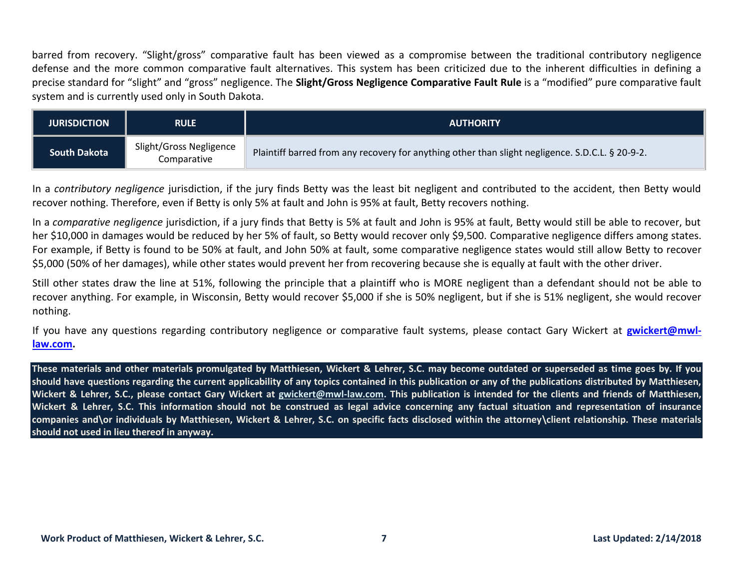barred from recovery. "Slight/gross" comparative fault has been viewed as a compromise between the traditional contributory negligence defense and the more common comparative fault alternatives. This system has been criticized due to the inherent difficulties in defining a precise standard for "slight" and "gross" negligence. The **Slight/Gross Negligence Comparative Fault Rule** is a "modified" pure comparative fault system and is currently used only in South Dakota.

| JURISDICTION | RULE | AUTHORITY |
|---|---|---|
| **South Dakota** | Slight/Gross Negligence Comparative | Plaintiff barred from any recovery for anything other than slight negligence. S.D.C.L. § 20-9-2. |

In a *contributory negligence* jurisdiction, if the jury finds Betty was the least bit negligent and contributed to the accident, then Betty would recover nothing. Therefore, even if Betty is only 5% at fault and John is 95% at fault, Betty recovers nothing.

In a *comparative negligence* jurisdiction, if a jury finds that Betty is 5% at fault and John is 95% at fault, Betty would still be able to recover, but her $10,000 in damages would be reduced by her 5% of fault, so Betty would recover only $9,500. Comparative negligence differs among states. For example, if Betty is found to be 50% at fault, and John 50% at fault, some comparative negligence states would still allow Betty to recover $5,000 (50% of her damages), while other states would prevent her from recovering because she is equally at fault with the other driver.

Still other states draw the line at 51%, following the principle that a plaintiff who is MORE negligent than a defendant should not be able to recover anything. For example, in Wisconsin, Betty would recover $5,000 if she is 50% negligent, but if she is 51% negligent, she would recover nothing.

If you have any questions regarding contributory negligence or comparative fault systems, please contact Gary Wickert at **gwickert@mwl-law.com**.

**These materials and other materials promulgated by Matthiesen, Wickert & Lehrer, S.C. may become outdated or superseded as time goes by. If you should have questions regarding the current applicability of any topics contained in this publication or any of the publications distributed by Matthiesen, Wickert & Lehrer, S.C., please contact Gary Wickert at gwickert@mwl-law.com. This publication is intended for the clients and friends of Matthiesen, Wickert & Lehrer, S.C. This information should not be construed as legal advice concerning any factual situation and representation of insurance companies and\or individuals by Matthiesen, Wickert & Lehrer, S.C. on specific facts disclosed within the attorney\client relationship. These materials should not used in lieu thereof in anyway.**